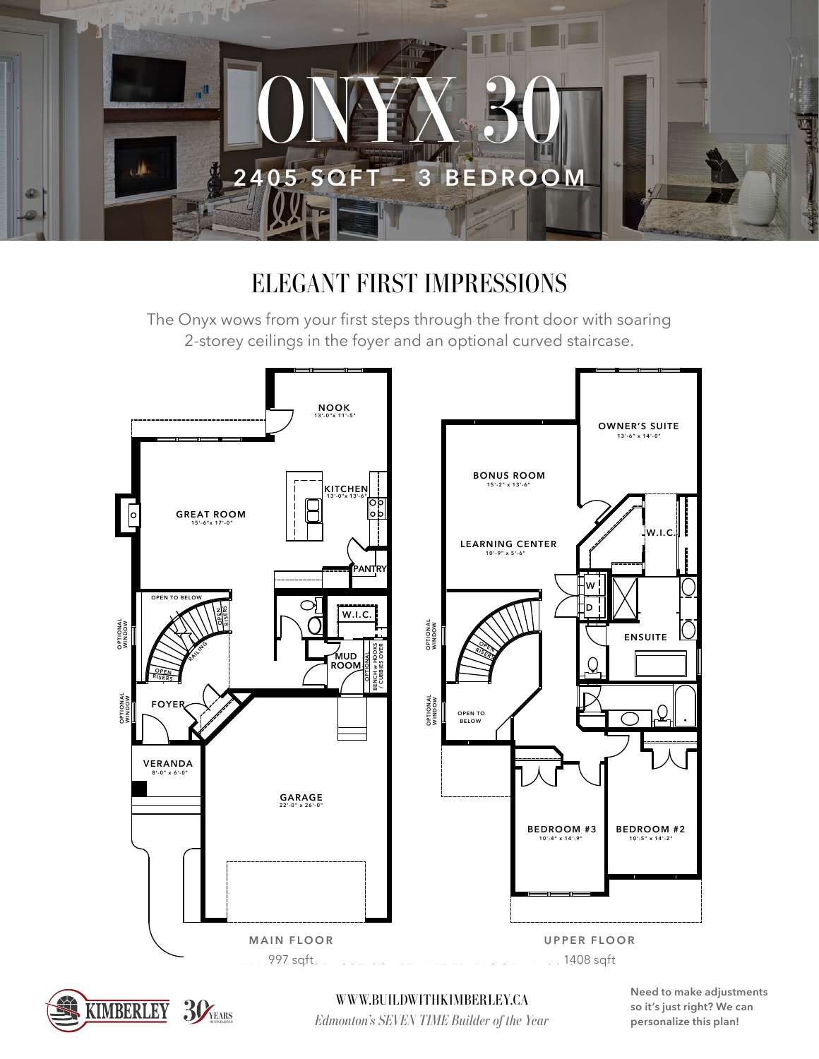# ONYX 30

## 2405 SQFT – 3 BEDROOM

## ELEGANT FIRST IMPRESSIONS

The Onyx wows from your first steps through the front door with soaring 2-storey ceilings in the foyer and an optional curved staircase.

NOOK 13'-0" x 11'-5"

KITCHEN 13'-0" x 13'-6"

GREAT ROOM 15'-6" x 17'-0"

PANTRY

OPEN TO BELOW

OPEN RISERS

RAILING

W.I.C.

MUD ROOM

OPTIONAL BENCH w/ HOOKS / CUBBIES OVER

OPTIONAL WINDOW

FOYER

VERANDA 8'-0" x 6'-0"

GARAGE 22'-0" x 26'-0"

OWNER'S SUITE 13'-6" x 14'-0"

BONUS ROOM 15'-2" x 13'-6"

LEARNING CENTER 10'-9" x 5'-6"

W.I.C.

W

D

ENSUITE

OPEN TO BELOW

BEDROOM #3 10'-4" x 14'-9"

BEDROOM #2 10'-5" x 14'-2"

MAIN FLOOR 997 sqft

UPPER FLOOR 1408 sqft

KIMBERLEY 30 YEARS OF EXCELLENCE

WWW.BUILDWITHKIMBERLEY.CA

*Edmonton's SEVEN TIME Builder of the Year*

**Need to make adjustments so it's just right? We can personalize this plan!**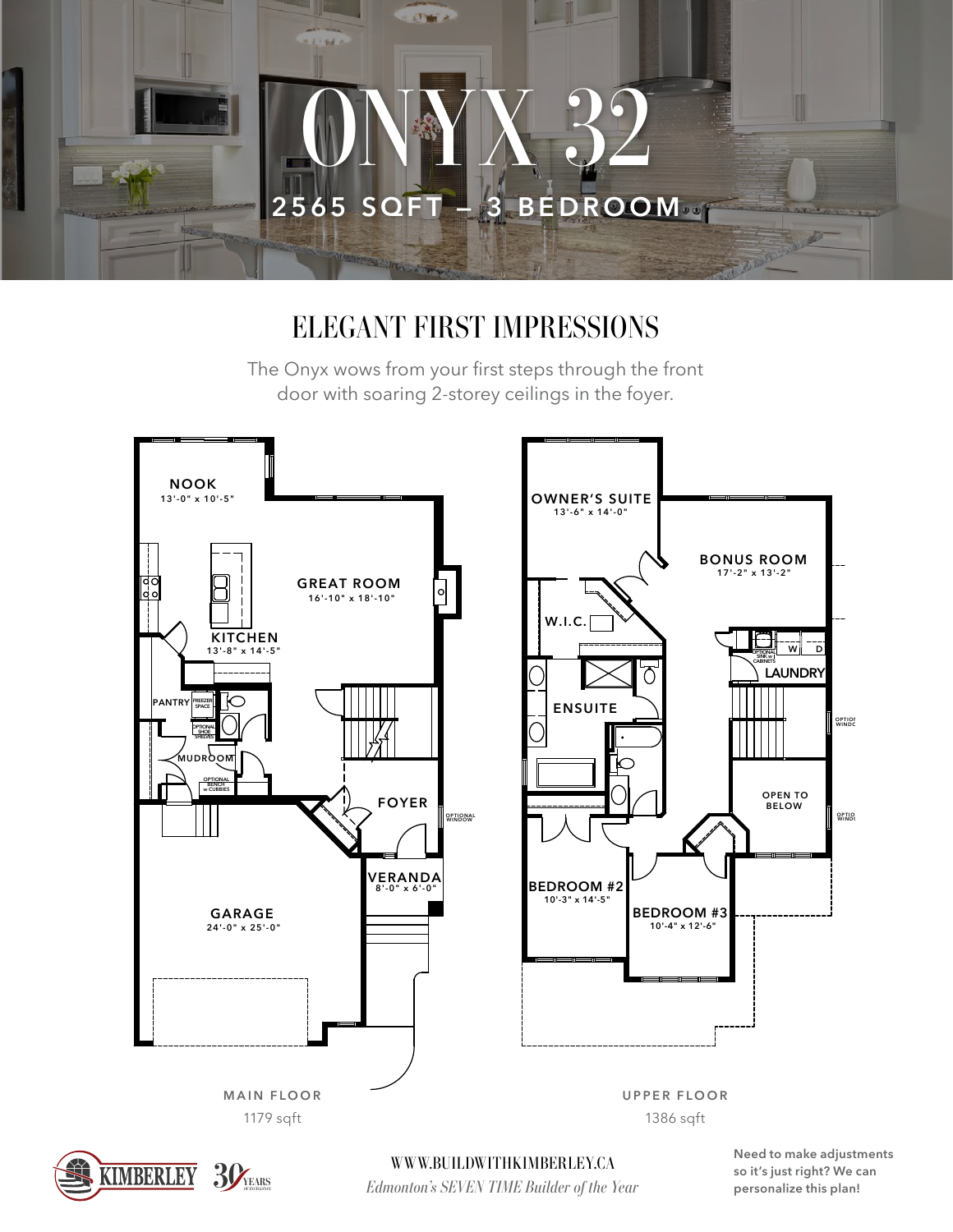# ONYX 32

**2565 SQFT – 3 BEDROOM**

## ELEGANT FIRST IMPRESSIONS

The Onyx wows from your first steps through the front door with soaring 2-storey ceilings in the foyer.

NOOK
13'-0" x 10'-5"

GREAT ROOM
16'-10" x 18'-10"

KITCHEN
13'-8" x 14'-5"

PANTRY

FREEZER SPACE

OPTIONAL SHOE SHELVES

MUDROOM

OPTIONAL BENCH w CUBBIES

FOYER

OPTIONAL WINDOW

VERANDA
8'-0" x 6'-0"

GARAGE
24'-0" x 25'-0"

OWNER'S SUITE
13'-6" x 14'-0"

BONUS ROOM
17'-2" x 13'-2"

W.I.C.

ENSUITE

OPTIONAL SINK w/ CABINETS

W D

LAUNDRY

OPEN TO BELOW

BEDROOM #2
10'-3" x 14'-5"

BEDROOM #3
10'-4" x 12'-6"

MAIN FLOOR
1179 sqft

UPPER FLOOR
1386 sqft

KIMBERLEY 30 YEARS OF EXCELLENCE

WWW.BUILDWITHKIMBERLEY.CA

*Edmonton's SEVEN TIME Builder of the Year*

**Need to make adjustments so it's just right? We can personalize this plan!**